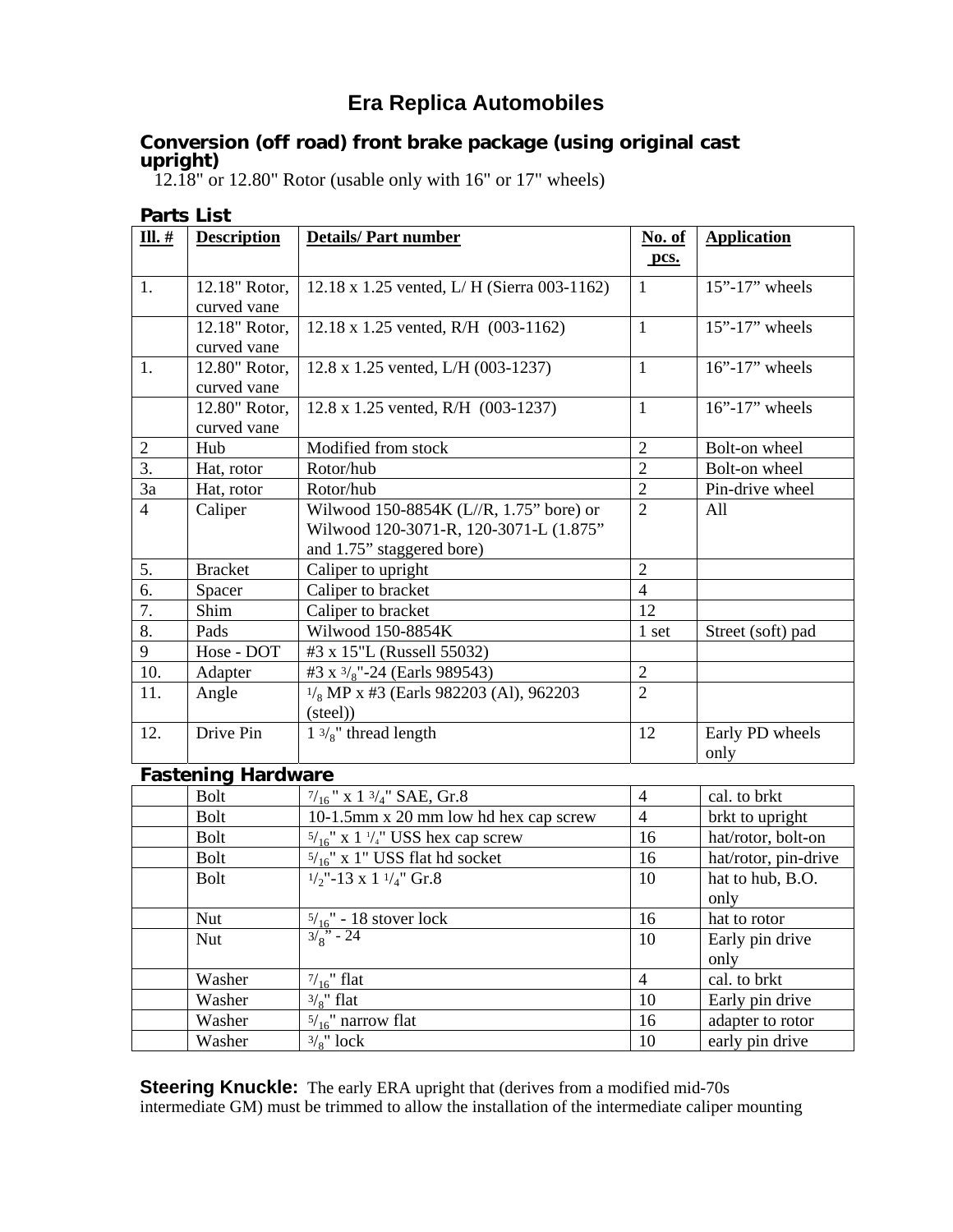# Era Replica Automobiles

## Conversion (off road) front brake package (using original cast upright)

12.18" or 12.80" Rotor (usable only with 16" or 17" wheels)

### Parts List

| Ill. # | Description | Details/ Part number | No. of pcs. | Application |
|---|---|---|---|---|
| 1. | 12.18" Rotor, curved vane | 12.18 x 1.25 vented, L/ H (Sierra 003-1162) | 1 | 15"-17" wheels |
| | 12.18" Rotor, curved vane | 12.18 x 1.25 vented, R/H (003-1162) | 1 | 15"-17" wheels |
| 1. | 12.80" Rotor, curved vane | 12.8 x 1.25 vented, L/H (003-1237) | 1 | 16"-17" wheels |
| | 12.80" Rotor, curved vane | 12.8 x 1.25 vented, R/H (003-1237) | 1 | 16"-17" wheels |
| 2 | Hub | Modified from stock | 2 | Bolt-on wheel |
| 3. | Hat, rotor | Rotor/hub | 2 | Bolt-on wheel |
| 3a | Hat, rotor | Rotor/hub | 2 | Pin-drive wheel |
| 4 | Caliper | Wilwood 150-8854K (L//R, 1.75" bore) or Wilwood 120-3071-R, 120-3071-L (1.875" and 1.75" staggered bore) | 2 | All |
| 5. | Bracket | Caliper to upright | 2 | |
| 6. | Spacer | Caliper to bracket | 4 | |
| 7. | Shim | Caliper to bracket | 12 | |
| 8. | Pads | Wilwood 150-8854K | 1 set | Street (soft) pad |
| 9 | Hose - DOT | #3 x 15"L (Russell 55032) | | |
| 10. | Adapter | #3 x 3/8"-24 (Earls 989543) | 2 | |
| 11. | Angle | 1/8 MP x #3 (Earls 982203 (Al), 962203 (steel)) | 2 | |
| 12. | Drive Pin | 1 3/8" thread length | 12 | Early PD wheels only |

### Fastening Hardware

| | Description | Details/ Part number | No. of pcs. | Application |
|---|---|---|---|---|
| | Bolt | 7/16 " x 1 3/4" SAE, Gr.8 | 4 | cal. to brkt |
| | Bolt | 10-1.5mm x 20 mm low hd hex cap screw | 4 | brkt to upright |
| | Bolt | 5/16" x 1 1/4" USS hex cap screw | 16 | hat/rotor, bolt-on |
| | Bolt | 5/16" x 1" USS flat hd socket | 16 | hat/rotor, pin-drive |
| | Bolt | 1/2"-13 x 1 1/4" Gr.8 | 10 | hat to hub, B.O. only |
| | Nut | 5/16" - 18 stover lock | 16 | hat to rotor |
| | Nut | 3/8" - 24 | 10 | Early pin drive only |
| | Washer | 7/16" flat | 4 | cal. to brkt |
| | Washer | 3/8" flat | 10 | Early pin drive |
| | Washer | 5/16" narrow flat | 16 | adapter to rotor |
| | Washer | 3/8" lock | 10 | early pin drive |

**Steering Knuckle:** The early ERA upright that (derives from a modified mid-70s intermediate GM) must be trimmed to allow the installation of the intermediate caliper mounting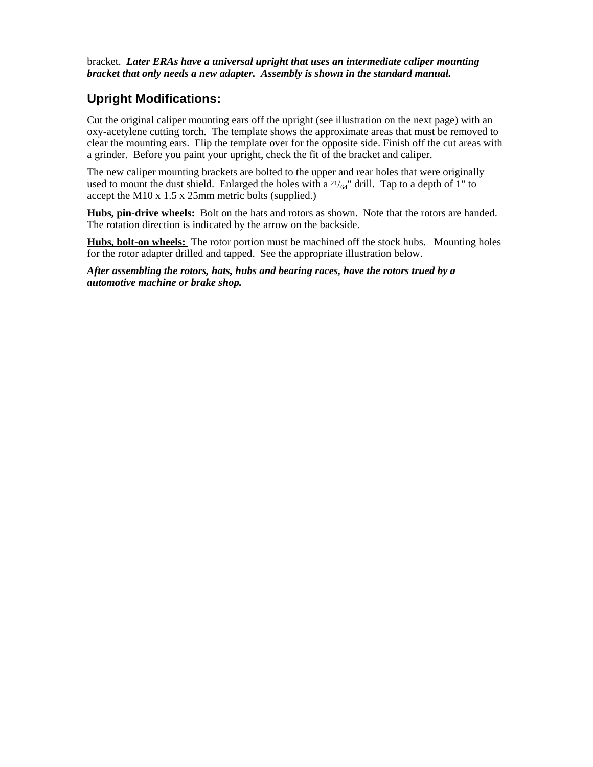bracket. ***Later ERAs have a universal upright that uses an intermediate caliper mounting bracket that only needs a new adapter. Assembly is shown in the standard manual.***

## Upright Modifications:

Cut the original caliper mounting ears off the upright (see illustration on the next page) with an oxy-acetylene cutting torch. The template shows the approximate areas that must be removed to clear the mounting ears. Flip the template over for the opposite side. Finish off the cut areas with a grinder. Before you paint your upright, check the fit of the bracket and caliper.

The new caliper mounting brackets are bolted to the upper and rear holes that were originally used to mount the dust shield. Enlarged the holes with a $^{21}/_{64}$" drill. Tap to a depth of 1" to accept the M10 x 1.5 x 25mm metric bolts (supplied.)

<u>**Hubs, pin-drive wheels:**</u> Bolt on the hats and rotors as shown. Note that the <u>rotors are handed</u>. The rotation direction is indicated by the arrow on the backside.

<u>**Hubs, bolt-on wheels:**</u> The rotor portion must be machined off the stock hubs. Mounting holes for the rotor adapter drilled and tapped. See the appropriate illustration below.

***After assembling the rotors, hats, hubs and bearing races, have the rotors trued by a automotive machine or brake shop.***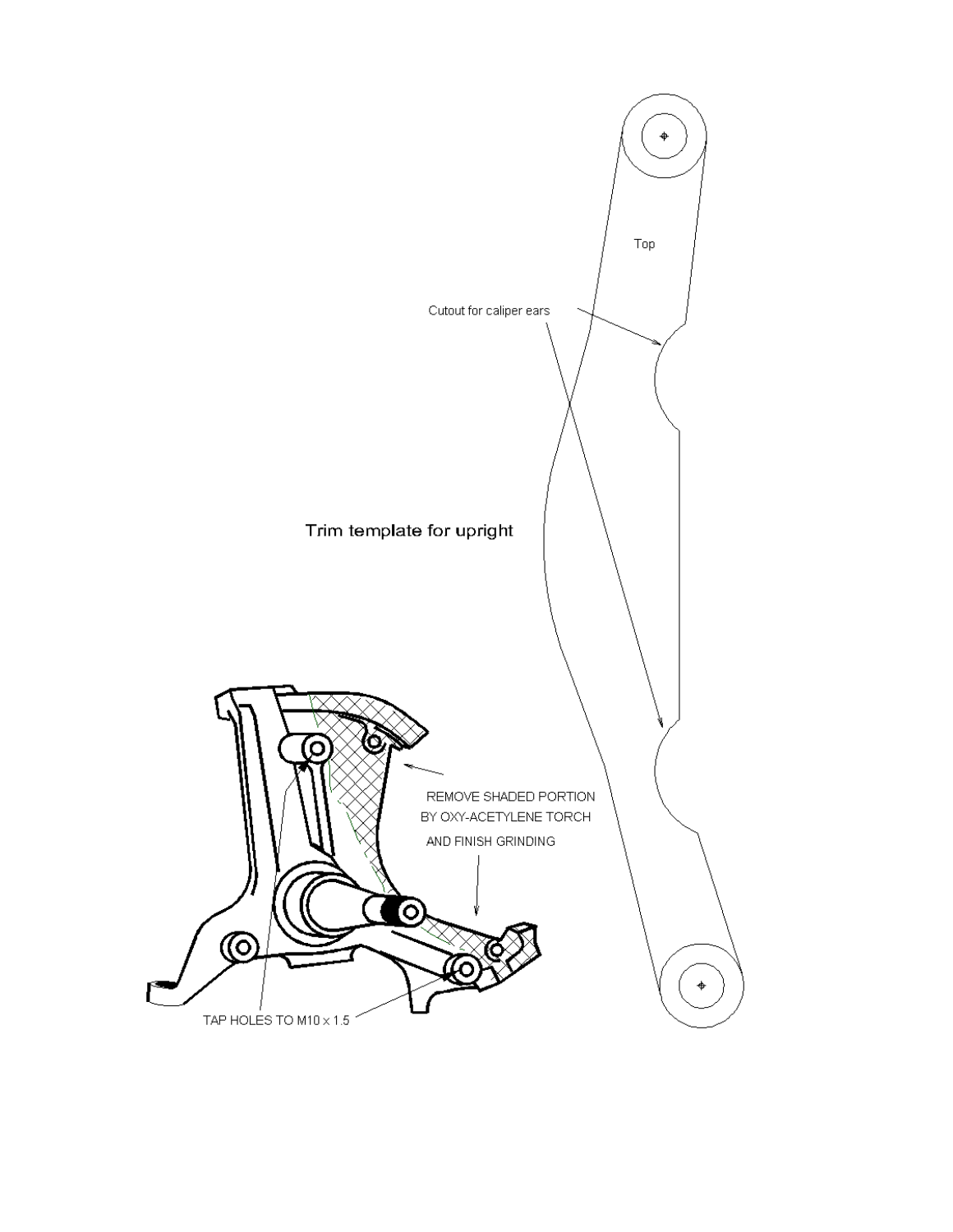Top

Cutout for caliper ears

Trim template for upright

REMOVE SHADED PORTION BY OXY-ACETYLENE TORCH AND FINISH GRINDING

TAP HOLES TO M10 x 1.5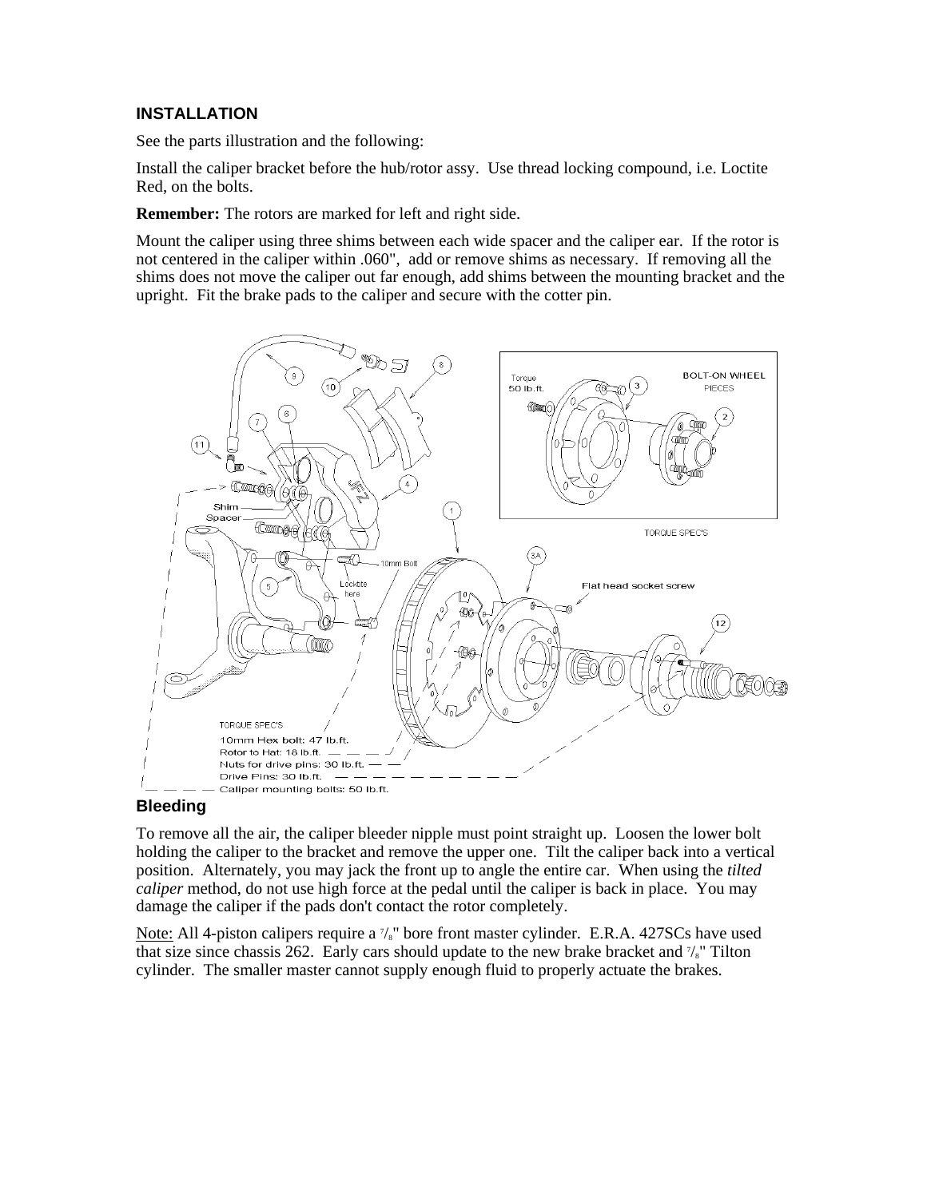## INSTALLATION

See the parts illustration and the following:

Install the caliper bracket before the hub/rotor assy. Use thread locking compound, i.e. Loctite Red, on the bolts.

**Remember:** The rotors are marked for left and right side.

Mount the caliper using three shims between each wide spacer and the caliper ear. If the rotor is not centered in the caliper within .060", add or remove shims as necessary. If removing all the shims does not move the caliper out far enough, add shims between the mounting bracket and the upright. Fit the brake pads to the caliper and secure with the cotter pin.

BOLT-ON WHEEL PIECES

Torque 50 lb.ft.

TORQUE SPEC'S

Shim

Spacer

10mm Bolt

Locktite here

Flat head socket screw

TORQUE SPEC'S

10mm Hex bolt: 47 lb.ft.

Rotor to Hat: 18 lb.ft.

Nuts for drive pins: 30 lb.ft.

Drive Pins: 30 lb.ft.

Caliper mounting bolts: 50 lb.ft.

## Bleeding

To remove all the air, the caliper bleeder nipple must point straight up. Loosen the lower bolt holding the caliper to the bracket and remove the upper one. Tilt the caliper back into a vertical position. Alternately, you may jack the front up to angle the entire car. When using the *tilted caliper* method, do not use high force at the pedal until the caliper is back in place. You may damage the caliper if the pads don't contact the rotor completely.

Note: All 4-piston calipers require a 7/8" bore front master cylinder. E.R.A. 427SCs have used that size since chassis 262. Early cars should update to the new brake bracket and 7/8" Tilton cylinder. The smaller master cannot supply enough fluid to properly actuate the brakes.